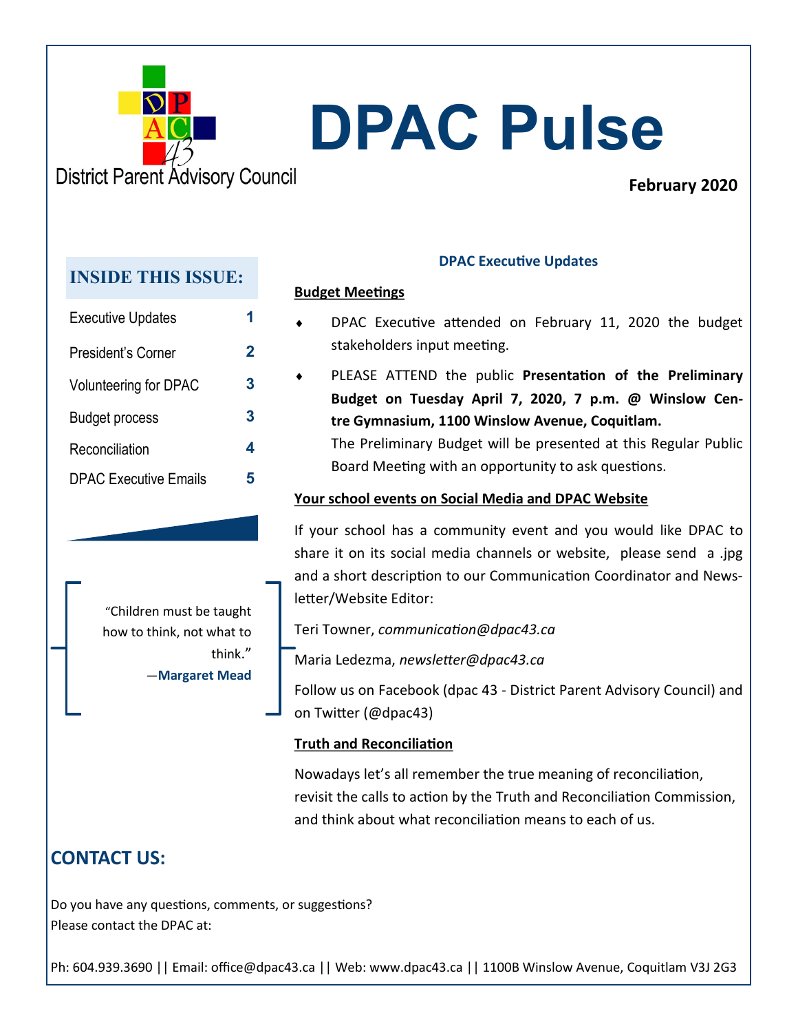District Parent Advisory Council

# DPAC Pulse

**February 2020**

## INSIDE THIS ISSUE:

| | |
|---|---|
| Executive Updates | 1 |
| President's Corner | 2 |
| Volunteering for DPAC | 3 |
| Budget process | 3 |
| Reconciliation | 4 |
| DPAC Executive Emails | 5 |

"Children must be taught how to think, not what to think."
—**Margaret Mead**

### DPAC Executive Updates

**Budget Meetings**

- DPAC Executive attended on February 11, 2020 the budget stakeholders input meeting.
- PLEASE ATTEND the public **Presentation of the Preliminary Budget on Tuesday April 7, 2020, 7 p.m. @ Winslow Centre Gymnasium, 1100 Winslow Avenue, Coquitlam.** The Preliminary Budget will be presented at this Regular Public Board Meeting with an opportunity to ask questions.

**Your school events on Social Media and DPAC Website**

If your school has a community event and you would like DPAC to share it on its social media channels or website, please send a .jpg and a short description to our Communication Coordinator and Newsletter/Website Editor:

Teri Towner, *communication@dpac43.ca*

Maria Ledezma, *newsletter@dpac43.ca*

Follow us on Facebook (dpac 43 - District Parent Advisory Council) and on Twitter (@dpac43)

**Truth and Reconciliation**

Nowadays let's all remember the true meaning of reconciliation, revisit the calls to action by the Truth and Reconciliation Commission, and think about what reconciliation means to each of us.

## CONTACT US:

Do you have any questions, comments, or suggestions?
Please contact the DPAC at:

Ph: 604.939.3690 || Email: office@dpac43.ca || Web: www.dpac43.ca || 1100B Winslow Avenue, Coquitlam V3J 2G3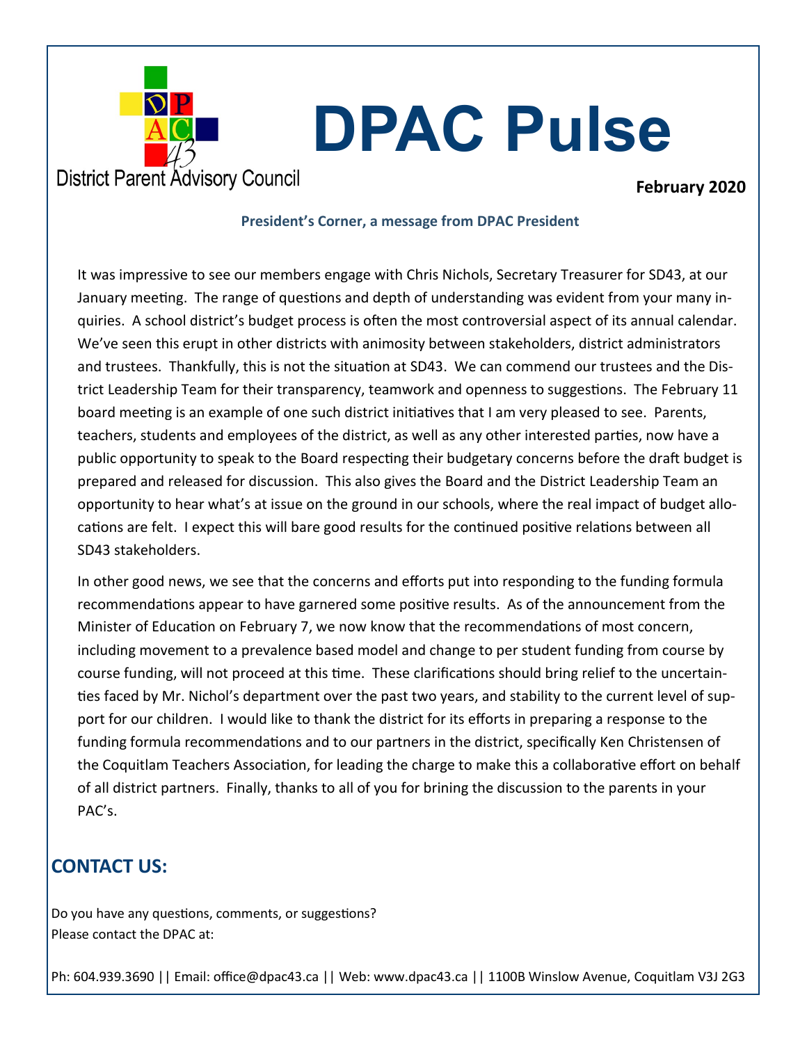# DPAC Pulse

District Parent Advisory Council

**February 2020**

### President's Corner, a message from DPAC President

It was impressive to see our members engage with Chris Nichols, Secretary Treasurer for SD43, at our January meeting. The range of questions and depth of understanding was evident from your many inquiries. A school district's budget process is often the most controversial aspect of its annual calendar. We've seen this erupt in other districts with animosity between stakeholders, district administrators and trustees. Thankfully, this is not the situation at SD43. We can commend our trustees and the District Leadership Team for their transparency, teamwork and openness to suggestions. The February 11 board meeting is an example of one such district initiatives that I am very pleased to see. Parents, teachers, students and employees of the district, as well as any other interested parties, now have a public opportunity to speak to the Board respecting their budgetary concerns before the draft budget is prepared and released for discussion. This also gives the Board and the District Leadership Team an opportunity to hear what's at issue on the ground in our schools, where the real impact of budget allocations are felt. I expect this will bare good results for the continued positive relations between all SD43 stakeholders.

In other good news, we see that the concerns and efforts put into responding to the funding formula recommendations appear to have garnered some positive results. As of the announcement from the Minister of Education on February 7, we now know that the recommendations of most concern, including movement to a prevalence based model and change to per student funding from course by course funding, will not proceed at this time. These clarifications should bring relief to the uncertainties faced by Mr. Nichol's department over the past two years, and stability to the current level of support for our children. I would like to thank the district for its efforts in preparing a response to the funding formula recommendations and to our partners in the district, specifically Ken Christensen of the Coquitlam Teachers Association, for leading the charge to make this a collaborative effort on behalf of all district partners. Finally, thanks to all of you for brining the discussion to the parents in your PAC's.

## CONTACT US:

Do you have any questions, comments, or suggestions?
Please contact the DPAC at:

Ph: 604.939.3690 || Email: office@dpac43.ca || Web: www.dpac43.ca || 1100B Winslow Avenue, Coquitlam V3J 2G3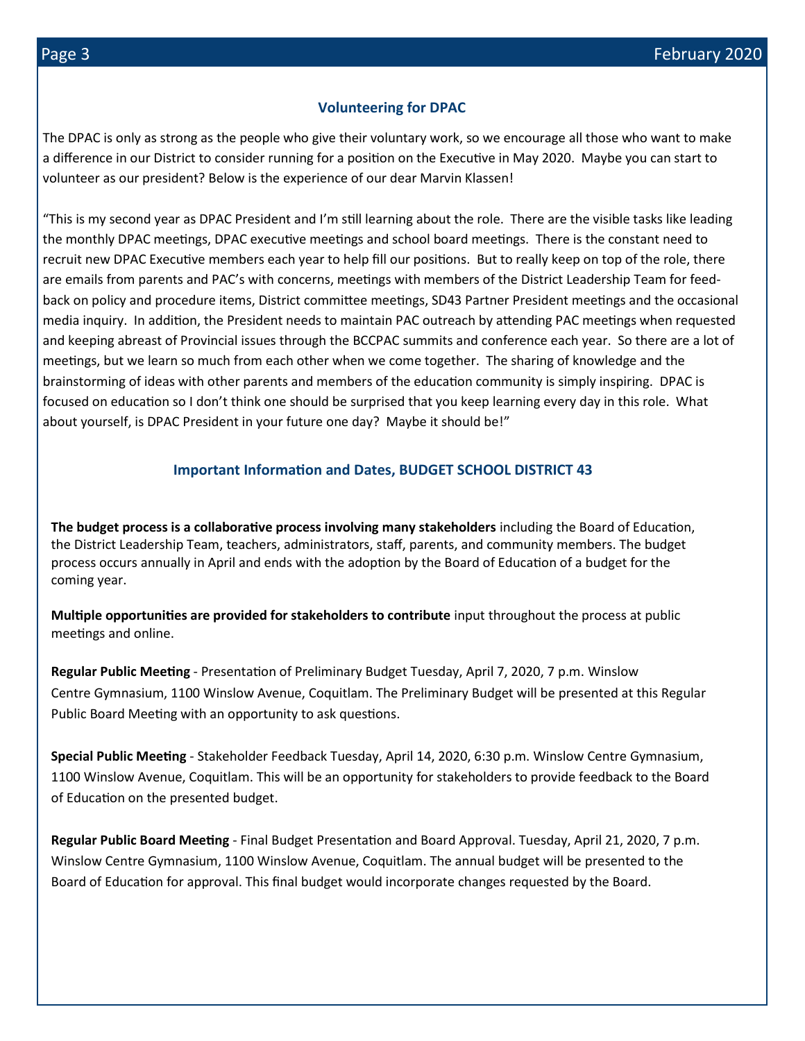## Volunteering for DPAC

The DPAC is only as strong as the people who give their voluntary work, so we encourage all those who want to make a difference in our District to consider running for a position on the Executive in May 2020. Maybe you can start to volunteer as our president? Below is the experience of our dear Marvin Klassen!

"This is my second year as DPAC President and I'm still learning about the role. There are the visible tasks like leading the monthly DPAC meetings, DPAC executive meetings and school board meetings. There is the constant need to recruit new DPAC Executive members each year to help fill our positions. But to really keep on top of the role, there are emails from parents and PAC's with concerns, meetings with members of the District Leadership Team for feedback on policy and procedure items, District committee meetings, SD43 Partner President meetings and the occasional media inquiry. In addition, the President needs to maintain PAC outreach by attending PAC meetings when requested and keeping abreast of Provincial issues through the BCCPAC summits and conference each year. So there are a lot of meetings, but we learn so much from each other when we come together. The sharing of knowledge and the brainstorming of ideas with other parents and members of the education community is simply inspiring. DPAC is focused on education so I don't think one should be surprised that you keep learning every day in this role. What about yourself, is DPAC President in your future one day? Maybe it should be!"

## Important Information and Dates, BUDGET SCHOOL DISTRICT 43

**The budget process is a collaborative process involving many stakeholders** including the Board of Education, the District Leadership Team, teachers, administrators, staff, parents, and community members. The budget process occurs annually in April and ends with the adoption by the Board of Education of a budget for the coming year.

**Multiple opportunities are provided for stakeholders to contribute** input throughout the process at public meetings and online.

**Regular Public Meeting** - Presentation of Preliminary Budget Tuesday, April 7, 2020, 7 p.m. Winslow Centre Gymnasium, 1100 Winslow Avenue, Coquitlam. The Preliminary Budget will be presented at this Regular Public Board Meeting with an opportunity to ask questions.

**Special Public Meeting** - Stakeholder Feedback Tuesday, April 14, 2020, 6:30 p.m. Winslow Centre Gymnasium, 1100 Winslow Avenue, Coquitlam. This will be an opportunity for stakeholders to provide feedback to the Board of Education on the presented budget.

**Regular Public Board Meeting** - Final Budget Presentation and Board Approval. Tuesday, April 21, 2020, 7 p.m. Winslow Centre Gymnasium, 1100 Winslow Avenue, Coquitlam. The annual budget will be presented to the Board of Education for approval. This final budget would incorporate changes requested by the Board.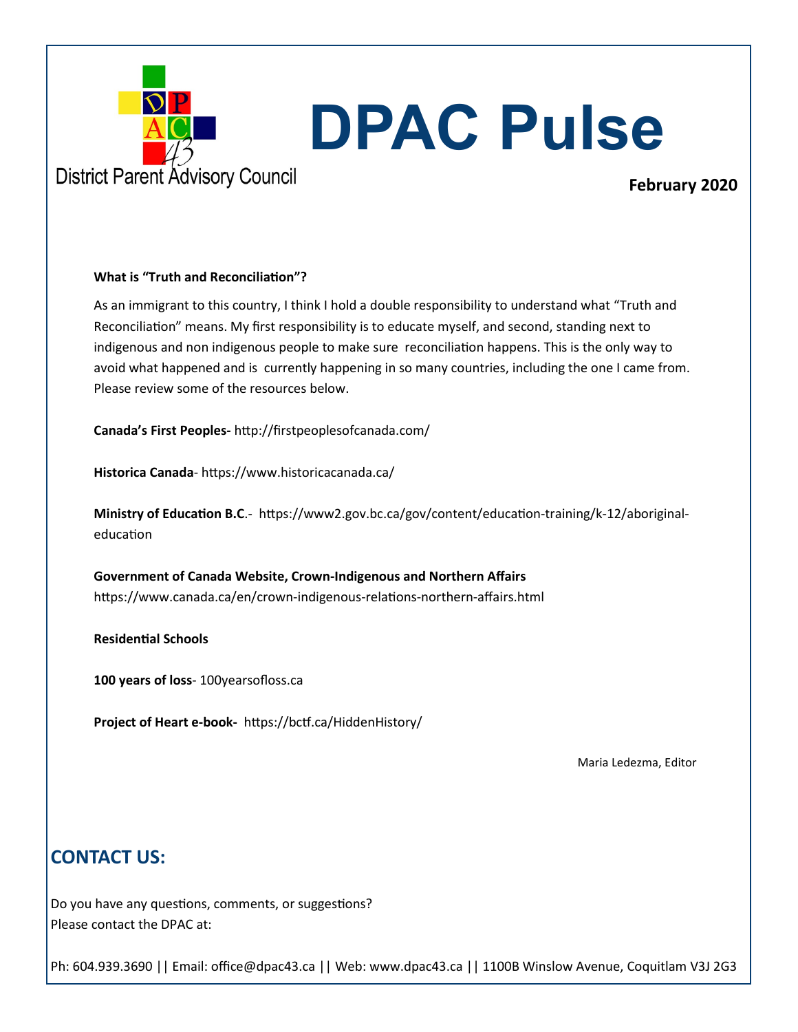District Parent Advisory Council

# DPAC Pulse

**February 2020**

**What is "Truth and Reconciliation"?**

As an immigrant to this country, I think I hold a double responsibility to understand what "Truth and Reconciliation" means. My first responsibility is to educate myself, and second, standing next to indigenous and non indigenous people to make sure reconciliation happens. This is the only way to avoid what happened and is currently happening in so many countries, including the one I came from. Please review some of the resources below.

**Canada's First Peoples-** http://firstpeoplesofcanada.com/

**Historica Canada**- https://www.historicacanada.ca/

**Ministry of Education B.C**.- https://www2.gov.bc.ca/gov/content/education-training/k-12/aboriginal-education

**Government of Canada Website, Crown-Indigenous and Northern Affairs**
https://www.canada.ca/en/crown-indigenous-relations-northern-affairs.html

**Residential Schools**

**100 years of loss**- 100yearsofloss.ca

**Project of Heart e-book-** https://bctf.ca/HiddenHistory/

Maria Ledezma, Editor

## CONTACT US:

Do you have any questions, comments, or suggestions?
Please contact the DPAC at:

Ph: 604.939.3690 || Email: office@dpac43.ca || Web: www.dpac43.ca || 1100B Winslow Avenue, Coquitlam V3J 2G3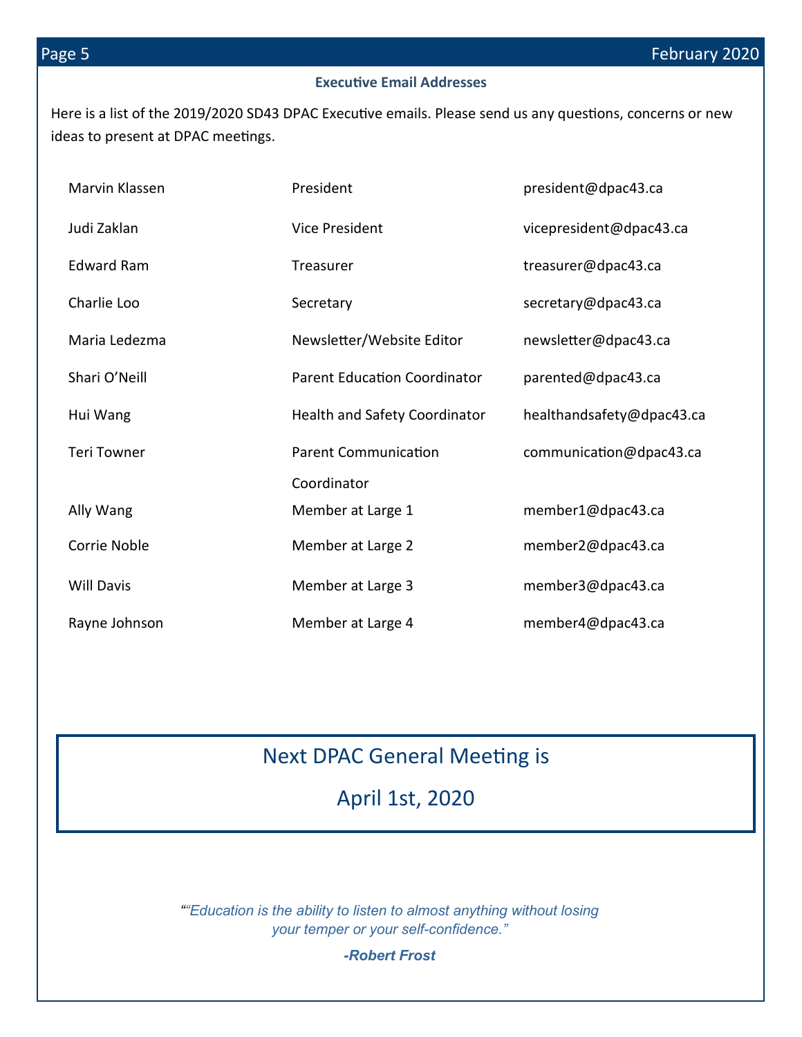## Executive Email Addresses

Here is a list of the 2019/2020 SD43 DPAC Executive emails. Please send us any questions, concerns or new ideas to present at DPAC meetings.

| | | |
|---|---|---|
| Marvin Klassen | President | president@dpac43.ca |
| Judi Zaklan | Vice President | vicepresident@dpac43.ca |
| Edward Ram | Treasurer | treasurer@dpac43.ca |
| Charlie Loo | Secretary | secretary@dpac43.ca |
| Maria Ledezma | Newsletter/Website Editor | newsletter@dpac43.ca |
| Shari O'Neill | Parent Education Coordinator | parented@dpac43.ca |
| Hui Wang | Health and Safety Coordinator | healthandsafety@dpac43.ca |
| Teri Towner | Parent Communication Coordinator | communication@dpac43.ca |
| Ally Wang | Member at Large 1 | member1@dpac43.ca |
| Corrie Noble | Member at Large 2 | member2@dpac43.ca |
| Will Davis | Member at Large 3 | member3@dpac43.ca |
| Rayne Johnson | Member at Large 4 | member4@dpac43.ca |

**Next DPAC General Meeting is**

**April 1st, 2020**

*""Education is the ability to listen to almost anything without losing your temper or your self-confidence."*

***-Robert Frost***